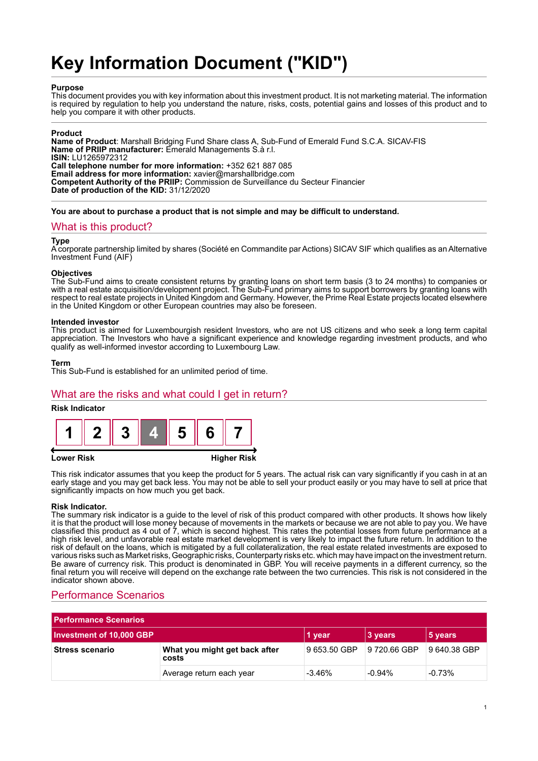# Key Information Document ("KID")

**Purpose**
This document provides you with key information about this investment product. It is not marketing material. The information is required by regulation to help you understand the nature, risks, costs, potential gains and losses of this product and to help you compare it with other products.

**Product**
**Name of Product**: Marshall Bridging Fund Share class A, Sub-Fund of Emerald Fund S.C.A. SICAV-FIS
**Name of PRIIP manufacturer:** Emerald Managements S.à r.l.
**ISIN:** LU1265972312
**Call telephone number for more information:** +352 621 887 085
**Email address for more information:** xavier@marshallbridge.com
**Competent Authority of the PRIIP:** Commission de Surveillance du Secteur Financier
**Date of production of the KID:** 31/12/2020

**You are about to purchase a product that is not simple and may be difficult to understand.**

## What is this product?

**Type**
A corporate partnership limited by shares (Société en Commandite par Actions) SICAV SIF which qualifies as an Alternative Investment Fund (AIF)

**Objectives**
The Sub-Fund aims to create consistent returns by granting loans on short term basis (3 to 24 months) to companies or with a real estate acquisition/development project. The Sub-Fund primary aims to support borrowers by granting loans with respect to real estate projects in United Kingdom and Germany. However, the Prime Real Estate projects located elsewhere in the United Kingdom or other European countries may also be foreseen.

**Intended investor**
This product is aimed for Luxembourgish resident Investors, who are not US citizens and who seek a long term capital appreciation. The Investors who have a significant experience and knowledge regarding investment products, and who qualify as well-informed investor according to Luxembourg Law.

**Term**
This Sub-Fund is established for an unlimited period of time.

## What are the risks and what could I get in return?

**Risk Indicator**

| 1 | 2 | 3 | **4** | 5 | 6 | 7 |
|---|---|---|---|---|---|---|

**Lower Risk** → **Higher Risk**

This risk indicator assumes that you keep the product for 5 years. The actual risk can vary significantly if you cash in at an early stage and you may get back less. You may not be able to sell your product easily or you may have to sell at price that significantly impacts on how much you get back.

**Risk Indicator.**
The summary risk indicator is a guide to the level of risk of this product compared with other products. It shows how likely it is that the product will lose money because of movements in the markets or because we are not able to pay you. We have classified this product as 4 out of 7, which is second highest. This rates the potential losses from future performance at a high risk level, and unfavorable real estate market development is very likely to impact the future return. In addition to the risk of default on the loans, which is mitigated by a full collateralization, the real estate related investments are exposed to various risks such as Market risks, Geographic risks, Counterparty risks etc. which may have impact on the investment return. Be aware of currency risk. This product is denominated in GBP. You will receive payments in a different currency, so the final return you will receive will depend on the exchange rate between the two currencies. This risk is not considered in the indicator shown above.

## Performance Scenarios

| **Performance Scenarios** | | | | |
|---|---|---|---|---|
| **Investment of 10,000 GBP** | | **1 year** | **3 years** | **5 years** |
| **Stress scenario** | **What you might get back after costs** | 9 653.50 GBP | 9 720.66 GBP | 9 640.38 GBP |
| | Average return each year | -3.46% | -0.94% | -0.73% |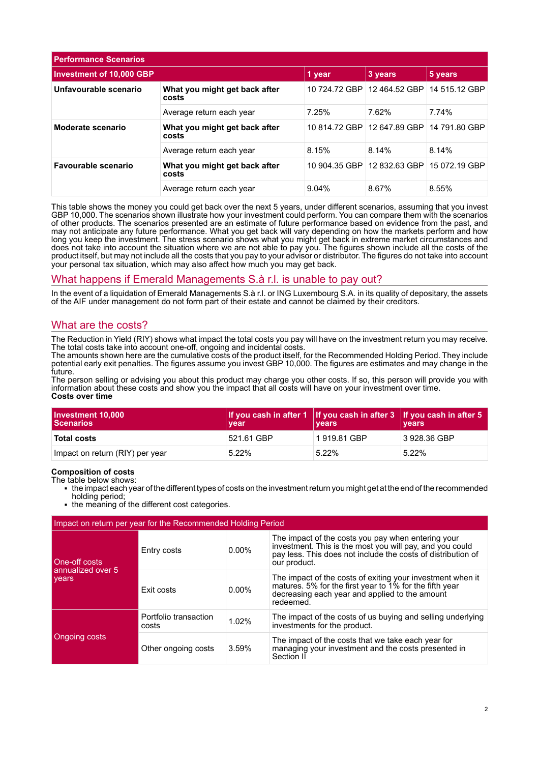| Performance Scenarios | | | | |
|---|---|---|---|---|
| **Investment of 10,000 GBP** | | **1 year** | **3 years** | **5 years** |
| **Unfavourable scenario** | **What you might get back after costs** | 10 724.72 GBP | 12 464.52 GBP | 14 515.12 GBP |
| | Average return each year | 7.25% | 7.62% | 7.74% |
| **Moderate scenario** | **What you might get back after costs** | 10 814.72 GBP | 12 647.89 GBP | 14 791.80 GBP |
| | Average return each year | 8.15% | 8.14% | 8.14% |
| **Favourable scenario** | **What you might get back after costs** | 10 904.35 GBP | 12 832.63 GBP | 15 072.19 GBP |
| | Average return each year | 9.04% | 8.67% | 8.55% |

This table shows the money you could get back over the next 5 years, under different scenarios, assuming that you invest GBP 10,000. The scenarios shown illustrate how your investment could perform. You can compare them with the scenarios of other products. The scenarios presented are an estimate of future performance based on evidence from the past, and may not anticipate any future performance. What you get back will vary depending on how the markets perform and how long you keep the investment. The stress scenario shows what you might get back in extreme market circumstances and does not take into account the situation where we are not able to pay you. The figures shown include all the costs of the product itself, but may not include all the costs that you pay to your advisor or distributor. The figures do not take into account your personal tax situation, which may also affect how much you may get back.

## What happens if Emerald Managements S.à r.l. is unable to pay out?

In the event of a liquidation of Emerald Managements S.à r.l. or ING Luxembourg S.A. in its quality of depositary, the assets of the AIF under management do not form part of their estate and cannot be claimed by their creditors.

## What are the costs?

The Reduction in Yield (RIY) shows what impact the total costs you pay will have on the investment return you may receive. The total costs take into account one-off, ongoing and incidental costs.
The amounts shown here are the cumulative costs of the product itself, for the Recommended Holding Period. They include potential early exit penalties. The figures assume you invest GBP 10,000. The figures are estimates and may change in the future.
The person selling or advising you about this product may charge you other costs. If so, this person will provide you with information about these costs and show you the impact that all costs will have on your investment over time.
**Costs over time**

| Investment 10,000 Scenarios | If you cash in after 1 year | If you cash in after 3 years | If you cash in after 5 years |
|---|---|---|---|
| **Total costs** | 521.61 GBP | 1 919.81 GBP | 3 928.36 GBP |
| Impact on return (RIY) per year | 5.22% | 5.22% | 5.22% |

**Composition of costs**
The table below shows:

- the impact each year of the different types of costs on the investment return you might get at the end of the recommended holding period;
- the meaning of the different cost categories.

| Impact on return per year for the Recommended Holding Period | | | |
|---|---|---|---|
| One-off costs annualized over 5 years | Entry costs | 0.00% | The impact of the costs you pay when entering your investment. This is the most you will pay, and you could pay less. This does not include the costs of distribution of our product. |
| | Exit costs | 0.00% | The impact of the costs of exiting your investment when it matures. 5% for the first year to 1% for the fifth year decreasing each year and applied to the amount redeemed. |
| Ongoing costs | Portfolio transaction costs | 1.02% | The impact of the costs of us buying and selling underlying investments for the product. |
| | Other ongoing costs | 3.59% | The impact of the costs that we take each year for managing your investment and the costs presented in Section II |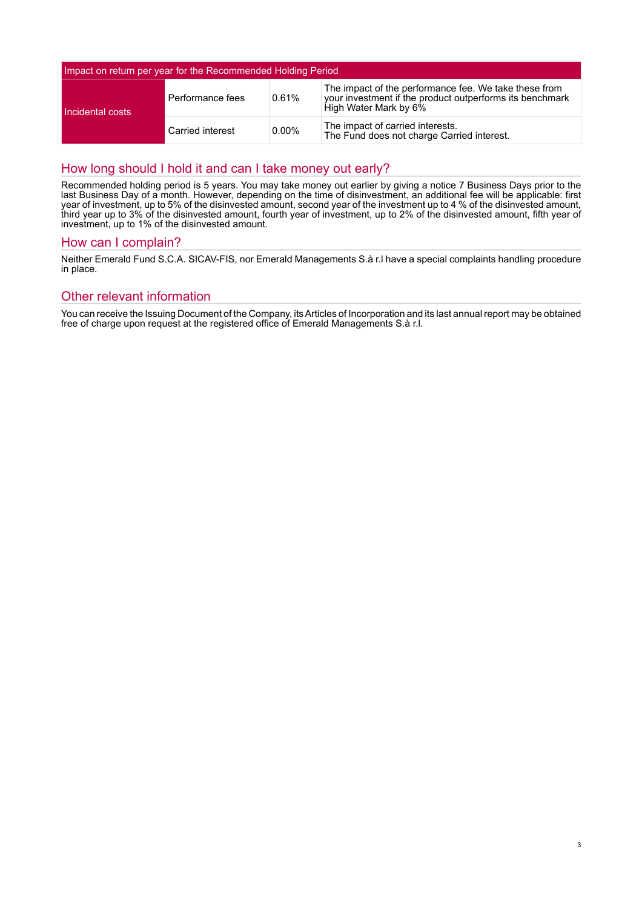| Impact on return per year for the Recommended Holding Period | | | |
|---|---|---|---|
| Incidental costs | Performance fees | 0.61% | The impact of the performance fee. We take these from your investment if the product outperforms its benchmark High Water Mark by 6% |
| | Carried interest | 0.00% | The impact of carried interests. The Fund does not charge Carried interest. |

## How long should I hold it and can I take money out early?

Recommended holding period is 5 years. You may take money out earlier by giving a notice 7 Business Days prior to the last Business Day of a month. However, depending on the time of disinvestment, an additional fee will be applicable: first year of investment, up to 5% of the disinvested amount, second year of the investment up to 4 % of the disinvested amount, third year up to 3% of the disinvested amount, fourth year of investment, up to 2% of the disinvested amount, fifth year of investment, up to 1% of the disinvested amount.

## How can I complain?

Neither Emerald Fund S.C.A. SICAV-FIS, nor Emerald Managements S.à r.l have a special complaints handling procedure in place.

## Other relevant information

You can receive the Issuing Document of the Company, its Articles of Incorporation and its last annual report may be obtained free of charge upon request at the registered office of Emerald Managements S.à r.l.